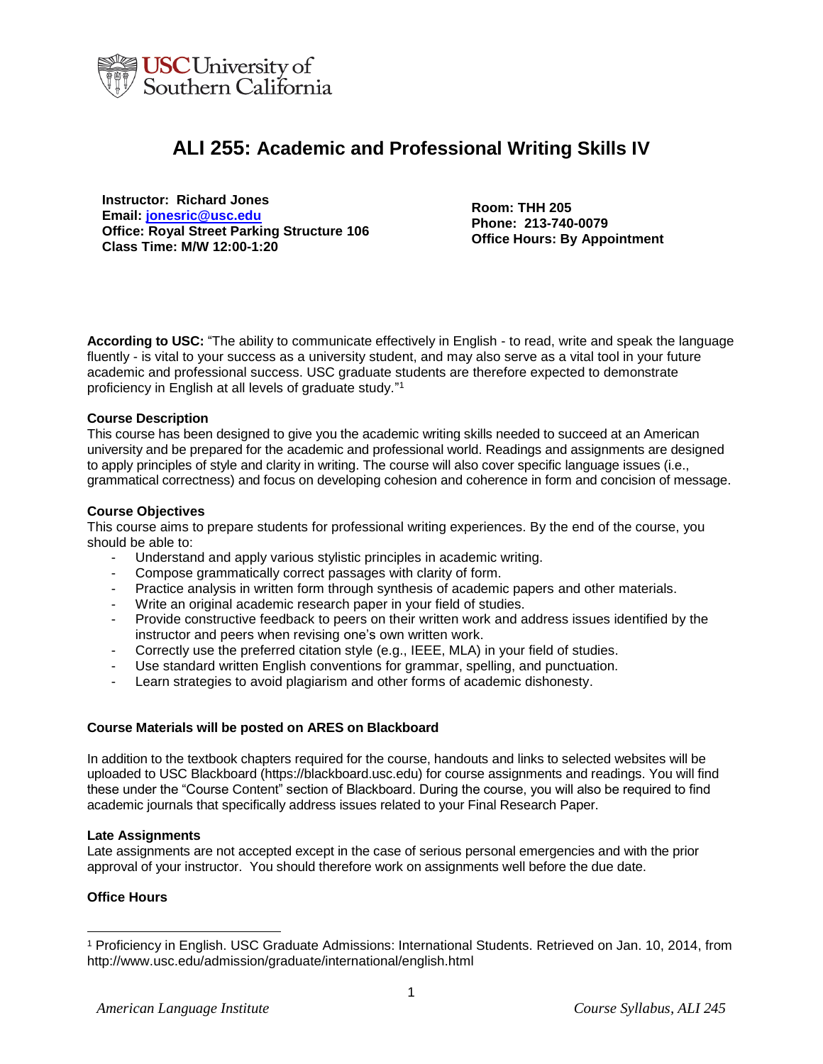# ALI 255: Academic and Professional Writing Skills IV

**Instructor: Richard Jones**
**Email: jonesric@usc.edu**
**Office: Royal Street Parking Structure 106**
**Class Time: M/W 12:00-1:20**

**Room: THH 205**
**Phone: 213-740-0079**
**Office Hours: By Appointment**

**According to USC:** "The ability to communicate effectively in English - to read, write and speak the language fluently - is vital to your success as a university student, and may also serve as a vital tool in your future academic and professional success. USC graduate students are therefore expected to demonstrate proficiency in English at all levels of graduate study."[1]

### Course Description

This course has been designed to give you the academic writing skills needed to succeed at an American university and be prepared for the academic and professional world. Readings and assignments are designed to apply principles of style and clarity in writing. The course will also cover specific language issues (i.e., grammatical correctness) and focus on developing cohesion and coherence in form and concision of message.

### Course Objectives

This course aims to prepare students for professional writing experiences. By the end of the course, you should be able to:

- Understand and apply various stylistic principles in academic writing.
- Compose grammatically correct passages with clarity of form.
- Practice analysis in written form through synthesis of academic papers and other materials.
- Write an original academic research paper in your field of studies.
- Provide constructive feedback to peers on their written work and address issues identified by the instructor and peers when revising one's own written work.
- Correctly use the preferred citation style (e.g., IEEE, MLA) in your field of studies.
- Use standard written English conventions for grammar, spelling, and punctuation.
- Learn strategies to avoid plagiarism and other forms of academic dishonesty.

### Course Materials will be posted on ARES on Blackboard

In addition to the textbook chapters required for the course, handouts and links to selected websites will be uploaded to USC Blackboard (https://blackboard.usc.edu) for course assignments and readings. You will find these under the "Course Content" section of Blackboard. During the course, you will also be required to find academic journals that specifically address issues related to your Final Research Paper.

### Late Assignments

Late assignments are not accepted except in the case of serious personal emergencies and with the prior approval of your instructor. You should therefore work on assignments well before the due date.

### Office Hours

---

[1] Proficiency in English. USC Graduate Admissions: International Students. Retrieved on Jan. 10, 2014, from http://www.usc.edu/admission/graduate/international/english.html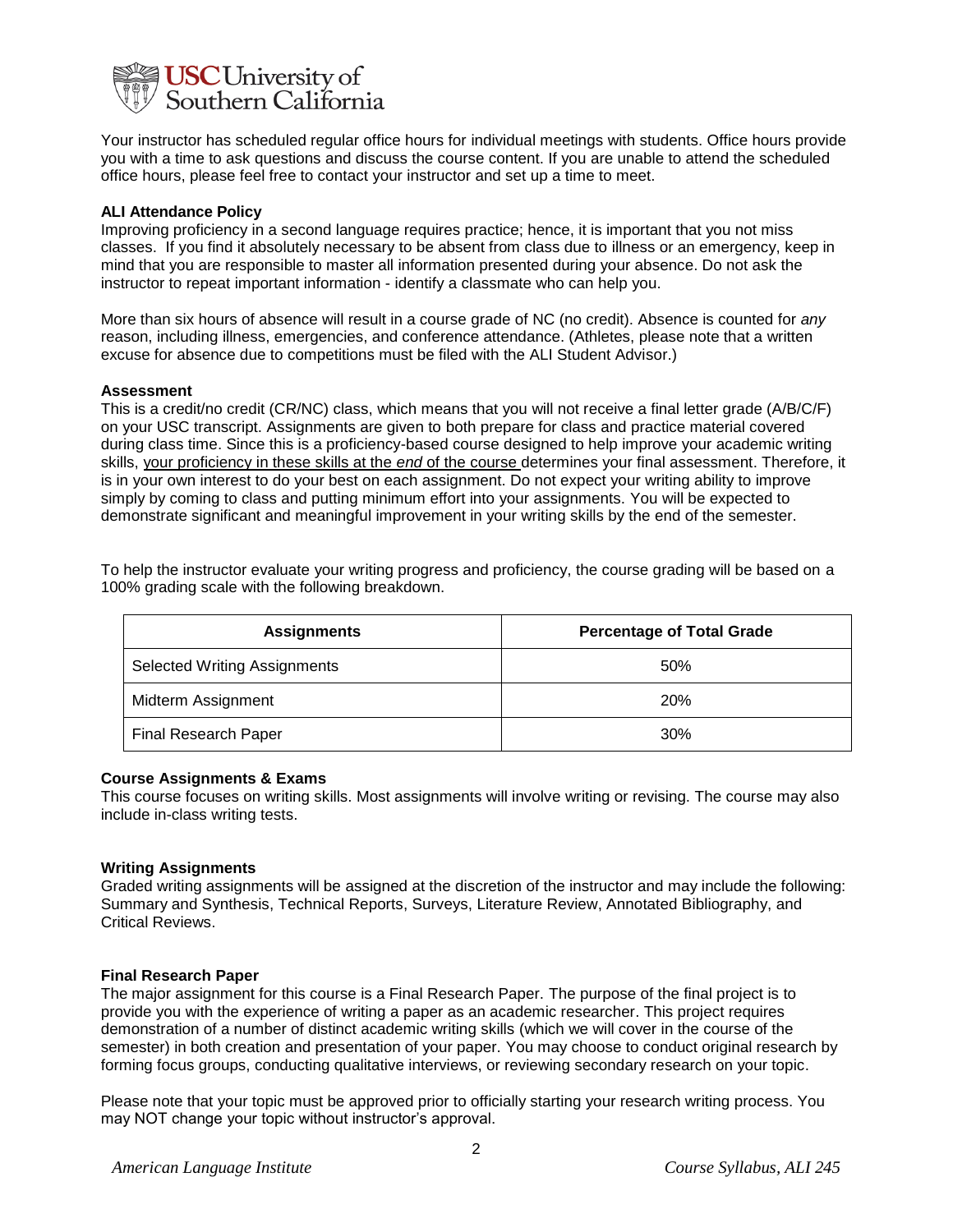Your instructor has scheduled regular office hours for individual meetings with students. Office hours provide you with a time to ask questions and discuss the course content. If you are unable to attend the scheduled office hours, please feel free to contact your instructor and set up a time to meet.

**ALI Attendance Policy**

Improving proficiency in a second language requires practice; hence, it is important that you not miss classes. If you find it absolutely necessary to be absent from class due to illness or an emergency, keep in mind that you are responsible to master all information presented during your absence. Do not ask the instructor to repeat important information - identify a classmate who can help you.

More than six hours of absence will result in a course grade of NC (no credit). Absence is counted for *any* reason, including illness, emergencies, and conference attendance. (Athletes, please note that a written excuse for absence due to competitions must be filed with the ALI Student Advisor.)

**Assessment**

This is a credit/no credit (CR/NC) class, which means that you will not receive a final letter grade (A/B/C/F) on your USC transcript. Assignments are given to both prepare for class and practice material covered during class time. Since this is a proficiency-based course designed to help improve your academic writing skills, your proficiency in these skills at the *end* of the course determines your final assessment. Therefore, it is in your own interest to do your best on each assignment. Do not expect your writing ability to improve simply by coming to class and putting minimum effort into your assignments. You will be expected to demonstrate significant and meaningful improvement in your writing skills by the end of the semester.

To help the instructor evaluate your writing progress and proficiency, the course grading will be based on a 100% grading scale with the following breakdown.

| Assignments | Percentage of Total Grade |
| --- | --- |
| Selected Writing Assignments | 50% |
| Midterm Assignment | 20% |
| Final Research Paper | 30% |

**Course Assignments & Exams**

This course focuses on writing skills. Most assignments will involve writing or revising. The course may also include in-class writing tests.

**Writing Assignments**

Graded writing assignments will be assigned at the discretion of the instructor and may include the following: Summary and Synthesis, Technical Reports, Surveys, Literature Review, Annotated Bibliography, and Critical Reviews.

**Final Research Paper**

The major assignment for this course is a Final Research Paper. The purpose of the final project is to provide you with the experience of writing a paper as an academic researcher. This project requires demonstration of a number of distinct academic writing skills (which we will cover in the course of the semester) in both creation and presentation of your paper. You may choose to conduct original research by forming focus groups, conducting qualitative interviews, or reviewing secondary research on your topic.

Please note that your topic must be approved prior to officially starting your research writing process. You may NOT change your topic without instructor's approval.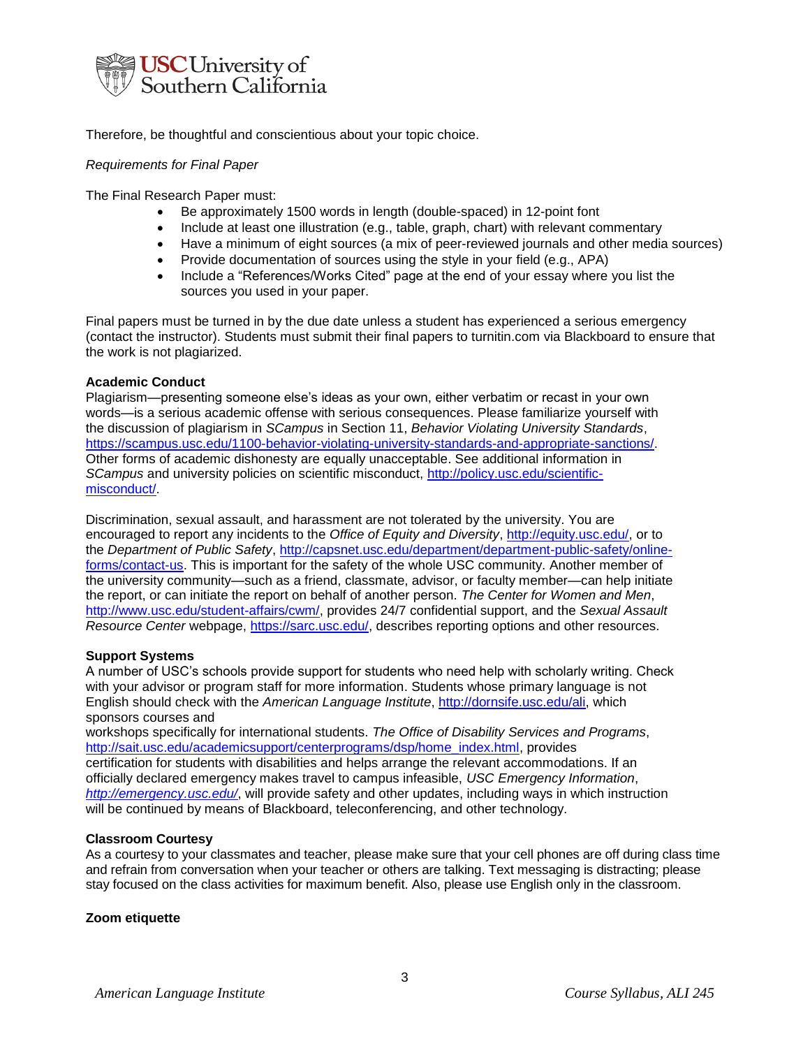Therefore, be thoughtful and conscientious about your topic choice.

*Requirements for Final Paper*

The Final Research Paper must:

- Be approximately 1500 words in length (double-spaced) in 12-point font
- Include at least one illustration (e.g., table, graph, chart) with relevant commentary
- Have a minimum of eight sources (a mix of peer-reviewed journals and other media sources)
- Provide documentation of sources using the style in your field (e.g., APA)
- Include a "References/Works Cited" page at the end of your essay where you list the sources you used in your paper.

Final papers must be turned in by the due date unless a student has experienced a serious emergency (contact the instructor). Students must submit their final papers to turnitin.com via Blackboard to ensure that the work is not plagiarized.

**Academic Conduct**

Plagiarism—presenting someone else's ideas as your own, either verbatim or recast in your own words—is a serious academic offense with serious consequences. Please familiarize yourself with the discussion of plagiarism in *SCampus* in Section 11, *Behavior Violating University Standards*, https://scampus.usc.edu/1100-behavior-violating-university-standards-and-appropriate-sanctions/. Other forms of academic dishonesty are equally unacceptable. See additional information in *SCampus* and university policies on scientific misconduct, http://policy.usc.edu/scientific-misconduct/.

Discrimination, sexual assault, and harassment are not tolerated by the university. You are encouraged to report any incidents to the *Office of Equity and Diversity*, http://equity.usc.edu/, or to the *Department of Public Safety*, http://capsnet.usc.edu/department/department-public-safety/online-forms/contact-us. This is important for the safety of the whole USC community. Another member of the university community—such as a friend, classmate, advisor, or faculty member—can help initiate the report, or can initiate the report on behalf of another person. *The Center for Women and Men*, http://www.usc.edu/student-affairs/cwm/, provides 24/7 confidential support, and the *Sexual Assault Resource Center* webpage, https://sarc.usc.edu/, describes reporting options and other resources.

**Support Systems**

A number of USC's schools provide support for students who need help with scholarly writing. Check with your advisor or program staff for more information. Students whose primary language is not English should check with the *American Language Institute*, http://dornsife.usc.edu/ali, which sponsors courses and workshops specifically for international students. *The Office of Disability Services and Programs*, http://sait.usc.edu/academicsupport/centerprograms/dsp/home_index.html, provides certification for students with disabilities and helps arrange the relevant accommodations. If an officially declared emergency makes travel to campus infeasible, *USC Emergency Information*, *http://emergency.usc.edu/*, will provide safety and other updates, including ways in which instruction will be continued by means of Blackboard, teleconferencing, and other technology.

**Classroom Courtesy**

As a courtesy to your classmates and teacher, please make sure that your cell phones are off during class time and refrain from conversation when your teacher or others are talking. Text messaging is distracting; please stay focused on the class activities for maximum benefit. Also, please use English only in the classroom.

**Zoom etiquette**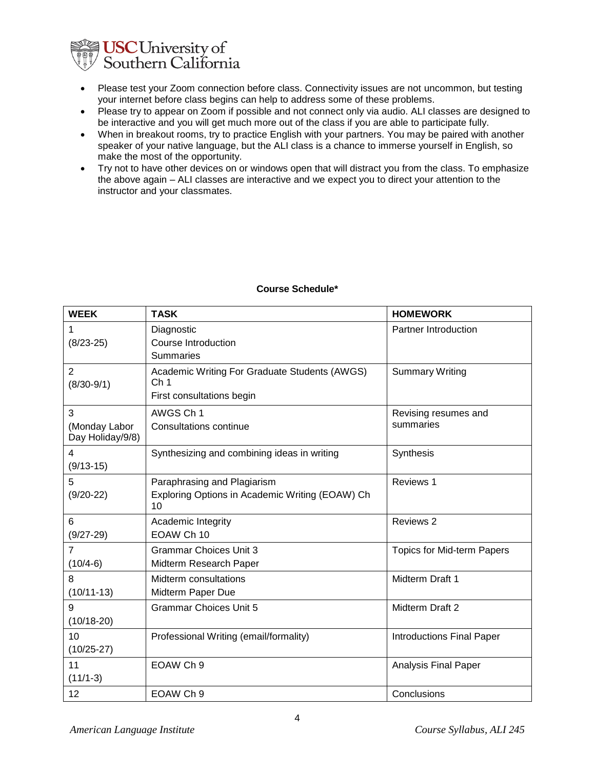- Please test your Zoom connection before class. Connectivity issues are not uncommon, but testing your internet before class begins can help to address some of these problems.
- Please try to appear on Zoom if possible and not connect only via audio. ALI classes are designed to be interactive and you will get much more out of the class if you are able to participate fully.
- When in breakout rooms, try to practice English with your partners. You may be paired with another speaker of your native language, but the ALI class is a chance to immerse yourself in English, so make the most of the opportunity.
- Try not to have other devices on or windows open that will distract you from the class. To emphasize the above again – ALI classes are interactive and we expect you to direct your attention to the instructor and your classmates.

**Course Schedule***

| **WEEK** | **TASK** | **HOMEWORK** |
|---|---|---|
| 1<br>(8/23-25) | Diagnostic<br>Course Introduction<br>Summaries | Partner Introduction |
| 2<br>(8/30-9/1) | Academic Writing For Graduate Students (AWGS) Ch 1<br>First consultations begin | Summary Writing |
| 3<br>(Monday Labor Day Holiday/9/8) | AWGS Ch 1<br>Consultations continue | Revising resumes and summaries |
| 4<br>(9/13-15) | Synthesizing and combining ideas in writing | Synthesis |
| 5<br>(9/20-22) | Paraphrasing and Plagiarism<br>Exploring Options in Academic Writing (EOAW) Ch 10 | Reviews 1 |
| 6<br>(9/27-29) | Academic Integrity<br>EOAW Ch 10 | Reviews 2 |
| 7<br>(10/4-6) | Grammar Choices Unit 3<br>Midterm Research Paper | Topics for Mid-term Papers |
| 8<br>(10/11-13) | Midterm consultations<br>Midterm Paper Due | Midterm Draft 1 |
| 9<br>(10/18-20) | Grammar Choices Unit 5 | Midterm Draft 2 |
| 10<br>(10/25-27) | Professional Writing (email/formality) | Introductions Final Paper |
| 11<br>(11/1-3) | EOAW Ch 9 | Analysis Final Paper |
| 12 | EOAW Ch 9 | Conclusions |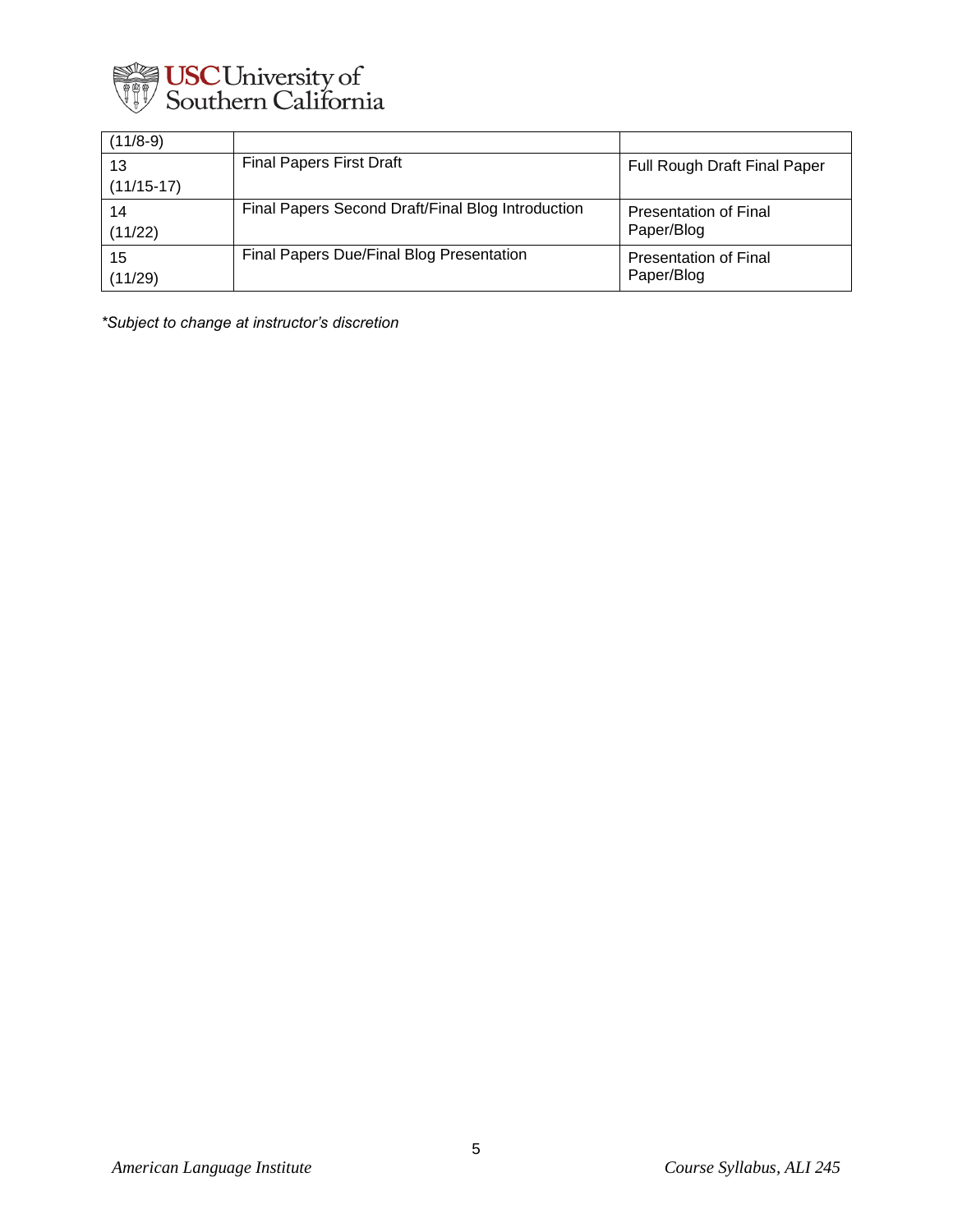| | | |
|---|---|---|
| (11/8-9) | | |
| 13<br>(11/15-17) | Final Papers First Draft | Full Rough Draft Final Paper |
| 14<br>(11/22) | Final Papers Second Draft/Final Blog Introduction | Presentation of Final Paper/Blog |
| 15<br>(11/29) | Final Papers Due/Final Blog Presentation | Presentation of Final Paper/Blog |

*\*Subject to change at instructor's discretion*